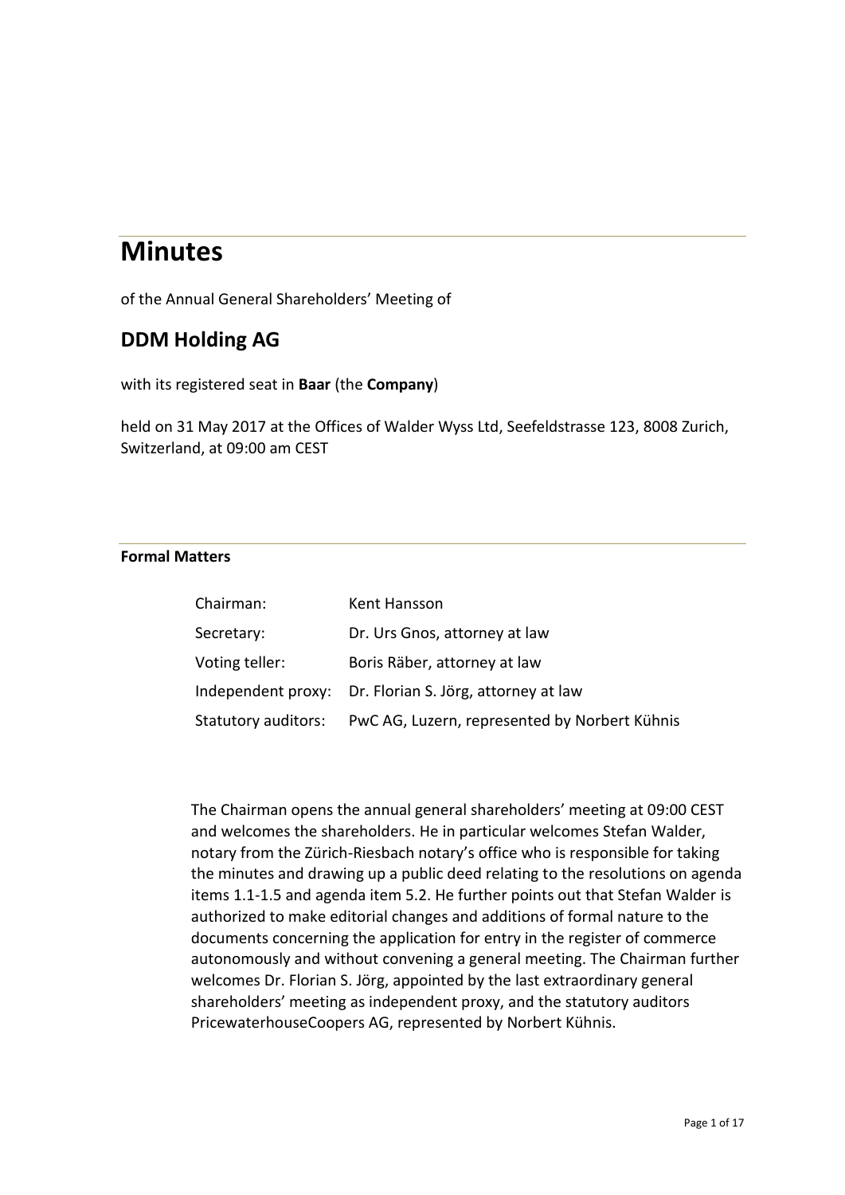# Minutes

of the Annual General Shareholders' Meeting of

## DDM Holding AG

with its registered seat in **Baar** (the **Company**)

held on 31 May 2017 at the Offices of Walder Wyss Ltd, Seefeldstrasse 123, 8008 Zurich, Switzerland, at 09:00 am CEST

### Formal Matters

| | |
|---|---|
| Chairman: | Kent Hansson |
| Secretary: | Dr. Urs Gnos, attorney at law |
| Voting teller: | Boris Räber, attorney at law |
| Independent proxy: | Dr. Florian S. Jörg, attorney at law |
| Statutory auditors: | PwC AG, Luzern, represented by Norbert Kühnis |

The Chairman opens the annual general shareholders' meeting at 09:00 CEST and welcomes the shareholders. He in particular welcomes Stefan Walder, notary from the Zürich-Riesbach notary's office who is responsible for taking the minutes and drawing up a public deed relating to the resolutions on agenda items 1.1-1.5 and agenda item 5.2. He further points out that Stefan Walder is authorized to make editorial changes and additions of formal nature to the documents concerning the application for entry in the register of commerce autonomously and without convening a general meeting. The Chairman further welcomes Dr. Florian S. Jörg, appointed by the last extraordinary general shareholders' meeting as independent proxy, and the statutory auditors PricewaterhouseCoopers AG, represented by Norbert Kühnis.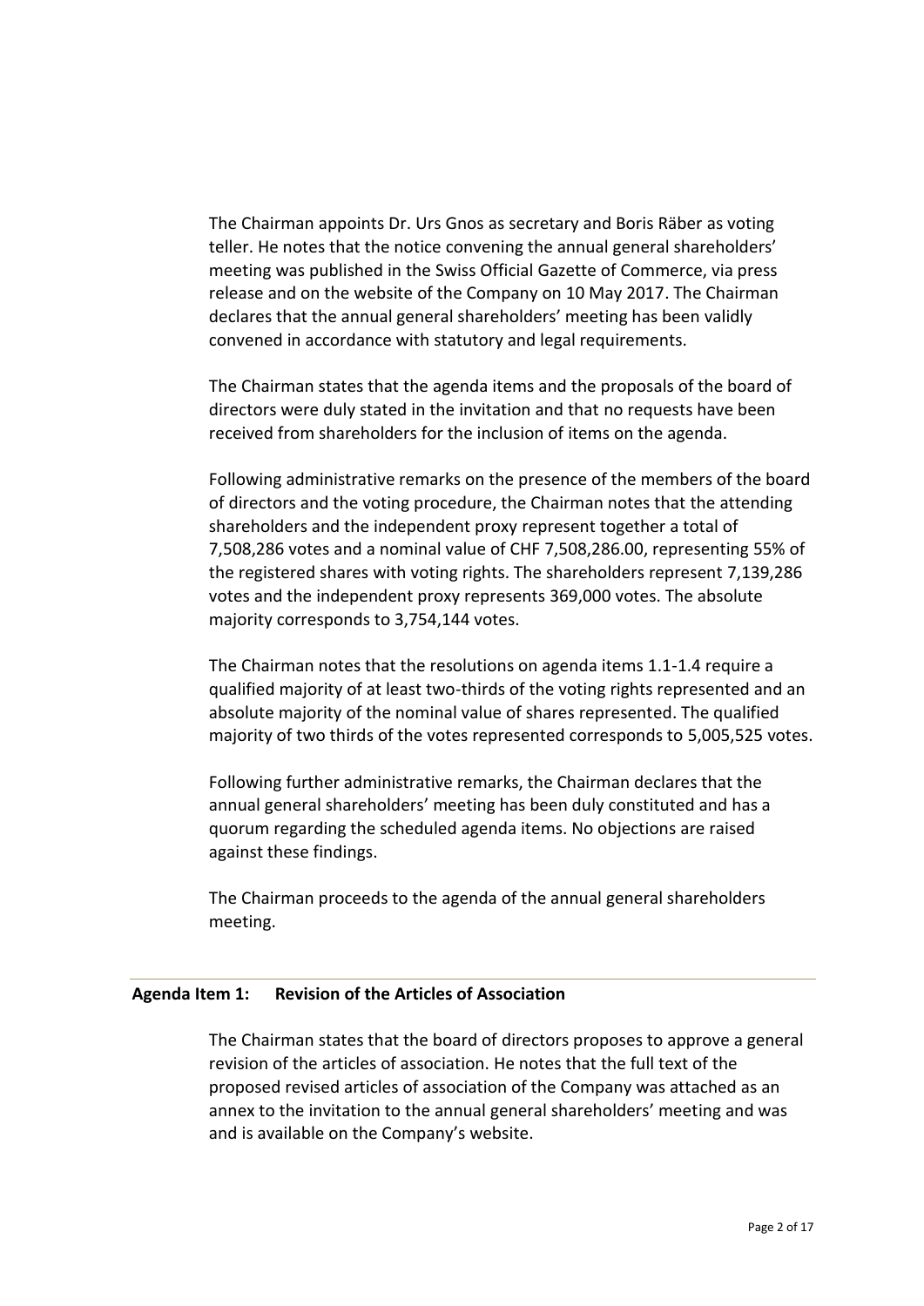The Chairman appoints Dr. Urs Gnos as secretary and Boris Räber as voting teller. He notes that the notice convening the annual general shareholders' meeting was published in the Swiss Official Gazette of Commerce, via press release and on the website of the Company on 10 May 2017. The Chairman declares that the annual general shareholders' meeting has been validly convened in accordance with statutory and legal requirements.

The Chairman states that the agenda items and the proposals of the board of directors were duly stated in the invitation and that no requests have been received from shareholders for the inclusion of items on the agenda.

Following administrative remarks on the presence of the members of the board of directors and the voting procedure, the Chairman notes that the attending shareholders and the independent proxy represent together a total of 7,508,286 votes and a nominal value of CHF 7,508,286.00, representing 55% of the registered shares with voting rights. The shareholders represent 7,139,286 votes and the independent proxy represents 369,000 votes. The absolute majority corresponds to 3,754,144 votes.

The Chairman notes that the resolutions on agenda items 1.1-1.4 require a qualified majority of at least two-thirds of the voting rights represented and an absolute majority of the nominal value of shares represented. The qualified majority of two thirds of the votes represented corresponds to 5,005,525 votes.

Following further administrative remarks, the Chairman declares that the annual general shareholders' meeting has been duly constituted and has a quorum regarding the scheduled agenda items. No objections are raised against these findings.

The Chairman proceeds to the agenda of the annual general shareholders meeting.

## Agenda Item 1: Revision of the Articles of Association

The Chairman states that the board of directors proposes to approve a general revision of the articles of association. He notes that the full text of the proposed revised articles of association of the Company was attached as an annex to the invitation to the annual general shareholders' meeting and was and is available on the Company's website.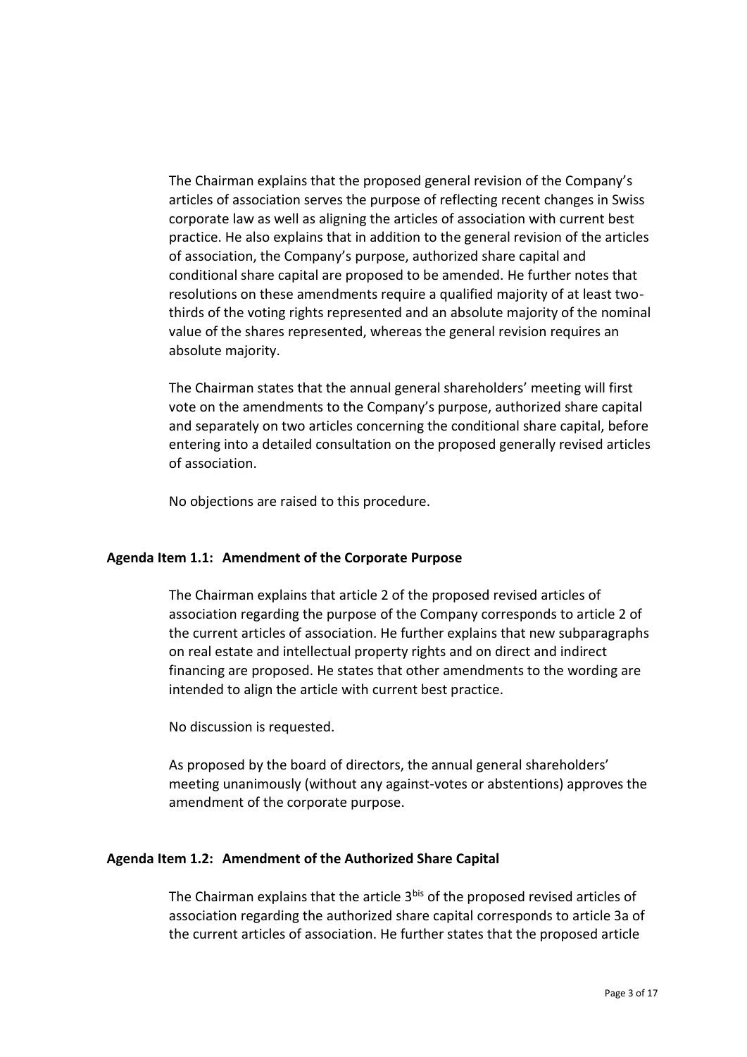The Chairman explains that the proposed general revision of the Company's articles of association serves the purpose of reflecting recent changes in Swiss corporate law as well as aligning the articles of association with current best practice. He also explains that in addition to the general revision of the articles of association, the Company's purpose, authorized share capital and conditional share capital are proposed to be amended. He further notes that resolutions on these amendments require a qualified majority of at least two-thirds of the voting rights represented and an absolute majority of the nominal value of the shares represented, whereas the general revision requires an absolute majority.

The Chairman states that the annual general shareholders' meeting will first vote on the amendments to the Company's purpose, authorized share capital and separately on two articles concerning the conditional share capital, before entering into a detailed consultation on the proposed generally revised articles of association.

No objections are raised to this procedure.

**Agenda Item 1.1: Amendment of the Corporate Purpose**

The Chairman explains that article 2 of the proposed revised articles of association regarding the purpose of the Company corresponds to article 2 of the current articles of association. He further explains that new subparagraphs on real estate and intellectual property rights and on direct and indirect financing are proposed. He states that other amendments to the wording are intended to align the article with current best practice.

No discussion is requested.

As proposed by the board of directors, the annual general shareholders' meeting unanimously (without any against-votes or abstentions) approves the amendment of the corporate purpose.

**Agenda Item 1.2: Amendment of the Authorized Share Capital**

The Chairman explains that the article 3$^{bis}$ of the proposed revised articles of association regarding the authorized share capital corresponds to article 3a of the current articles of association. He further states that the proposed article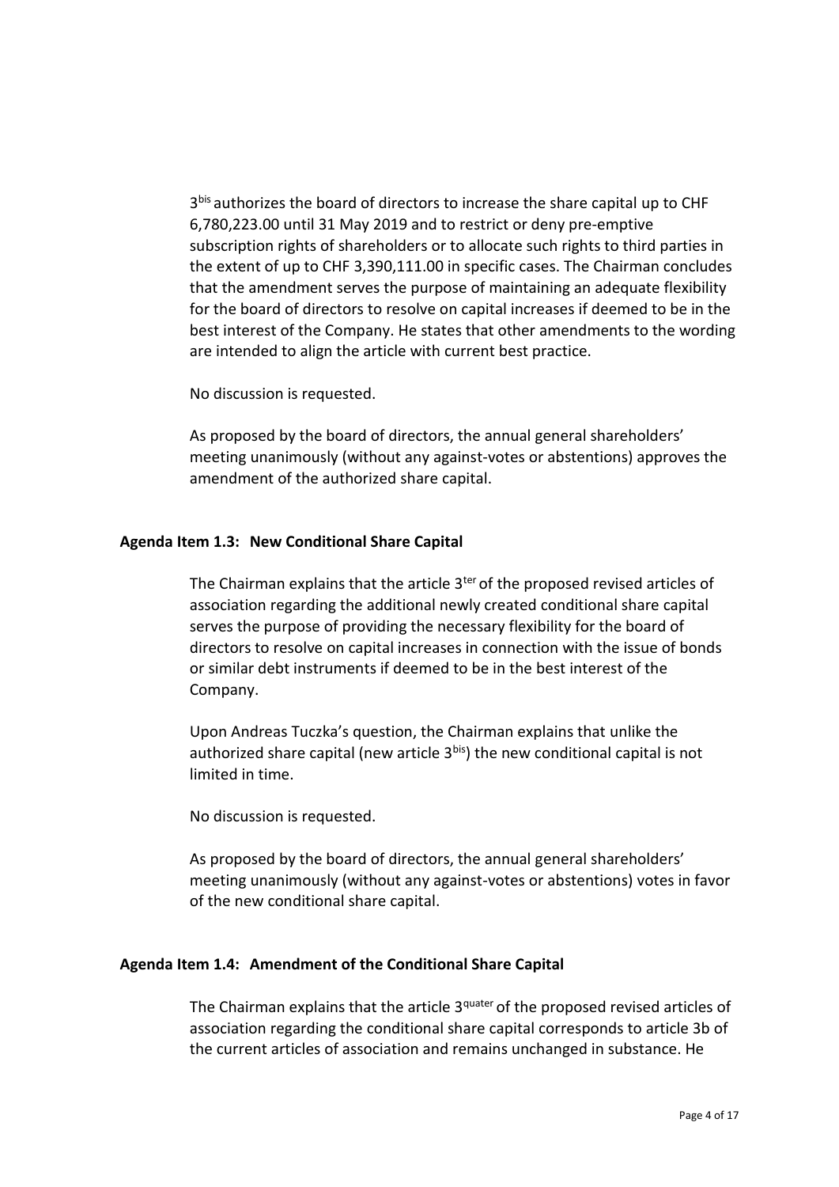3bis authorizes the board of directors to increase the share capital up to CHF 6,780,223.00 until 31 May 2019 and to restrict or deny pre-emptive subscription rights of shareholders or to allocate such rights to third parties in the extent of up to CHF 3,390,111.00 in specific cases. The Chairman concludes that the amendment serves the purpose of maintaining an adequate flexibility for the board of directors to resolve on capital increases if deemed to be in the best interest of the Company. He states that other amendments to the wording are intended to align the article with current best practice.

No discussion is requested.

As proposed by the board of directors, the annual general shareholders' meeting unanimously (without any against-votes or abstentions) approves the amendment of the authorized share capital.

**Agenda Item 1.3: New Conditional Share Capital**

The Chairman explains that the article 3ter of the proposed revised articles of association regarding the additional newly created conditional share capital serves the purpose of providing the necessary flexibility for the board of directors to resolve on capital increases in connection with the issue of bonds or similar debt instruments if deemed to be in the best interest of the Company.

Upon Andreas Tuczka's question, the Chairman explains that unlike the authorized share capital (new article 3bis) the new conditional capital is not limited in time.

No discussion is requested.

As proposed by the board of directors, the annual general shareholders' meeting unanimously (without any against-votes or abstentions) votes in favor of the new conditional share capital.

**Agenda Item 1.4: Amendment of the Conditional Share Capital**

The Chairman explains that the article 3quater of the proposed revised articles of association regarding the conditional share capital corresponds to article 3b of the current articles of association and remains unchanged in substance. He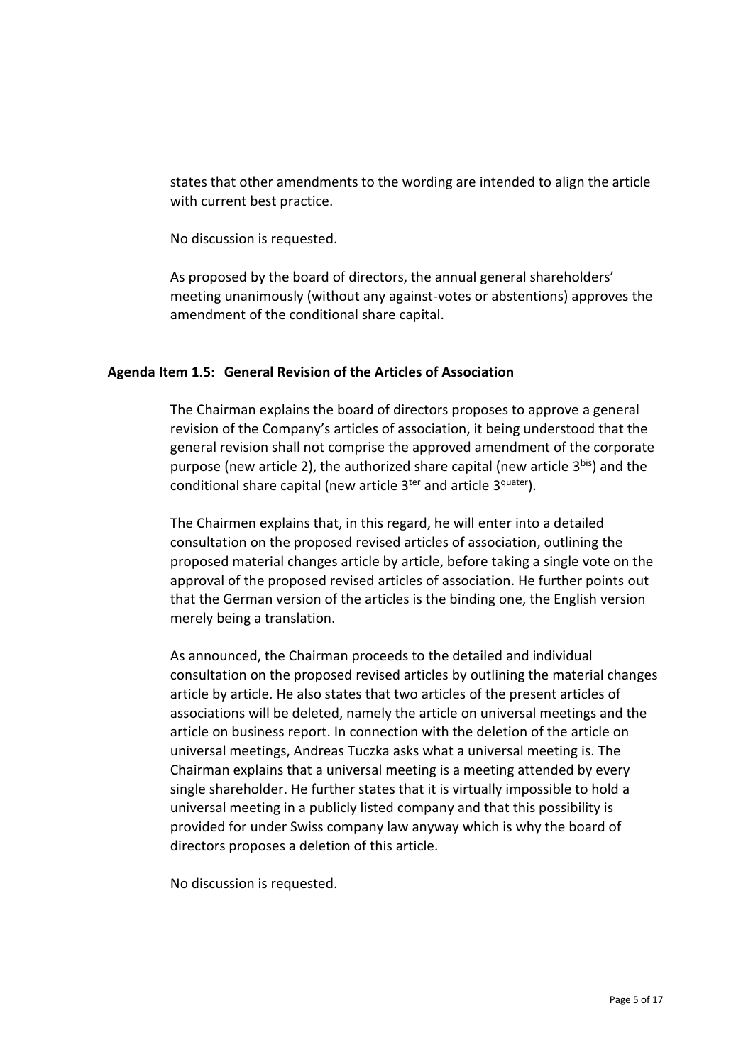states that other amendments to the wording are intended to align the article with current best practice.

No discussion is requested.

As proposed by the board of directors, the annual general shareholders' meeting unanimously (without any against-votes or abstentions) approves the amendment of the conditional share capital.

### Agenda Item 1.5: General Revision of the Articles of Association

The Chairman explains the board of directors proposes to approve a general revision of the Company's articles of association, it being understood that the general revision shall not comprise the approved amendment of the corporate purpose (new article 2), the authorized share capital (new article 3$^{bis}$) and the conditional share capital (new article 3$^{ter}$ and article 3$^{quater}$).

The Chairmen explains that, in this regard, he will enter into a detailed consultation on the proposed revised articles of association, outlining the proposed material changes article by article, before taking a single vote on the approval of the proposed revised articles of association. He further points out that the German version of the articles is the binding one, the English version merely being a translation.

As announced, the Chairman proceeds to the detailed and individual consultation on the proposed revised articles by outlining the material changes article by article. He also states that two articles of the present articles of associations will be deleted, namely the article on universal meetings and the article on business report. In connection with the deletion of the article on universal meetings, Andreas Tuczka asks what a universal meeting is. The Chairman explains that a universal meeting is a meeting attended by every single shareholder. He further states that it is virtually impossible to hold a universal meeting in a publicly listed company and that this possibility is provided for under Swiss company law anyway which is why the board of directors proposes a deletion of this article.

No discussion is requested.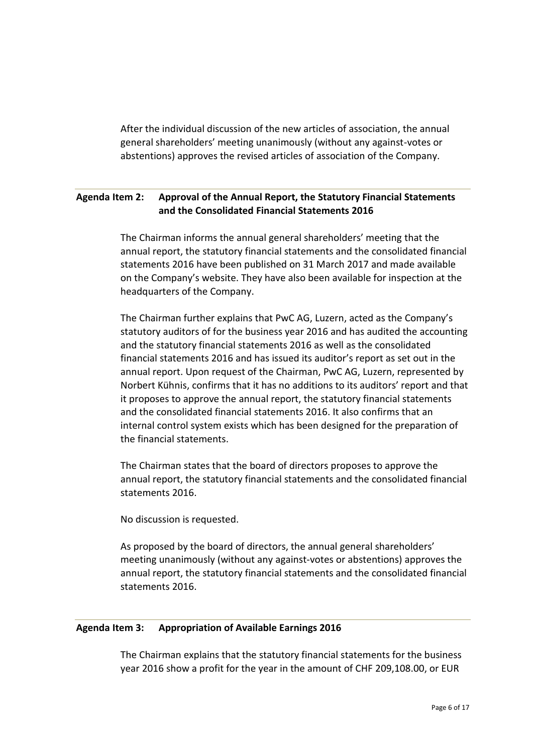After the individual discussion of the new articles of association, the annual general shareholders' meeting unanimously (without any against-votes or abstentions) approves the revised articles of association of the Company.

## Agenda Item 2: Approval of the Annual Report, the Statutory Financial Statements and the Consolidated Financial Statements 2016

The Chairman informs the annual general shareholders' meeting that the annual report, the statutory financial statements and the consolidated financial statements 2016 have been published on 31 March 2017 and made available on the Company's website. They have also been available for inspection at the headquarters of the Company.

The Chairman further explains that PwC AG, Luzern, acted as the Company's statutory auditors of for the business year 2016 and has audited the accounting and the statutory financial statements 2016 as well as the consolidated financial statements 2016 and has issued its auditor's report as set out in the annual report. Upon request of the Chairman, PwC AG, Luzern, represented by Norbert Kühnis, confirms that it has no additions to its auditors' report and that it proposes to approve the annual report, the statutory financial statements and the consolidated financial statements 2016. It also confirms that an internal control system exists which has been designed for the preparation of the financial statements.

The Chairman states that the board of directors proposes to approve the annual report, the statutory financial statements and the consolidated financial statements 2016.

No discussion is requested.

As proposed by the board of directors, the annual general shareholders' meeting unanimously (without any against-votes or abstentions) approves the annual report, the statutory financial statements and the consolidated financial statements 2016.

## Agenda Item 3: Appropriation of Available Earnings 2016

The Chairman explains that the statutory financial statements for the business year 2016 show a profit for the year in the amount of CHF 209,108.00, or EUR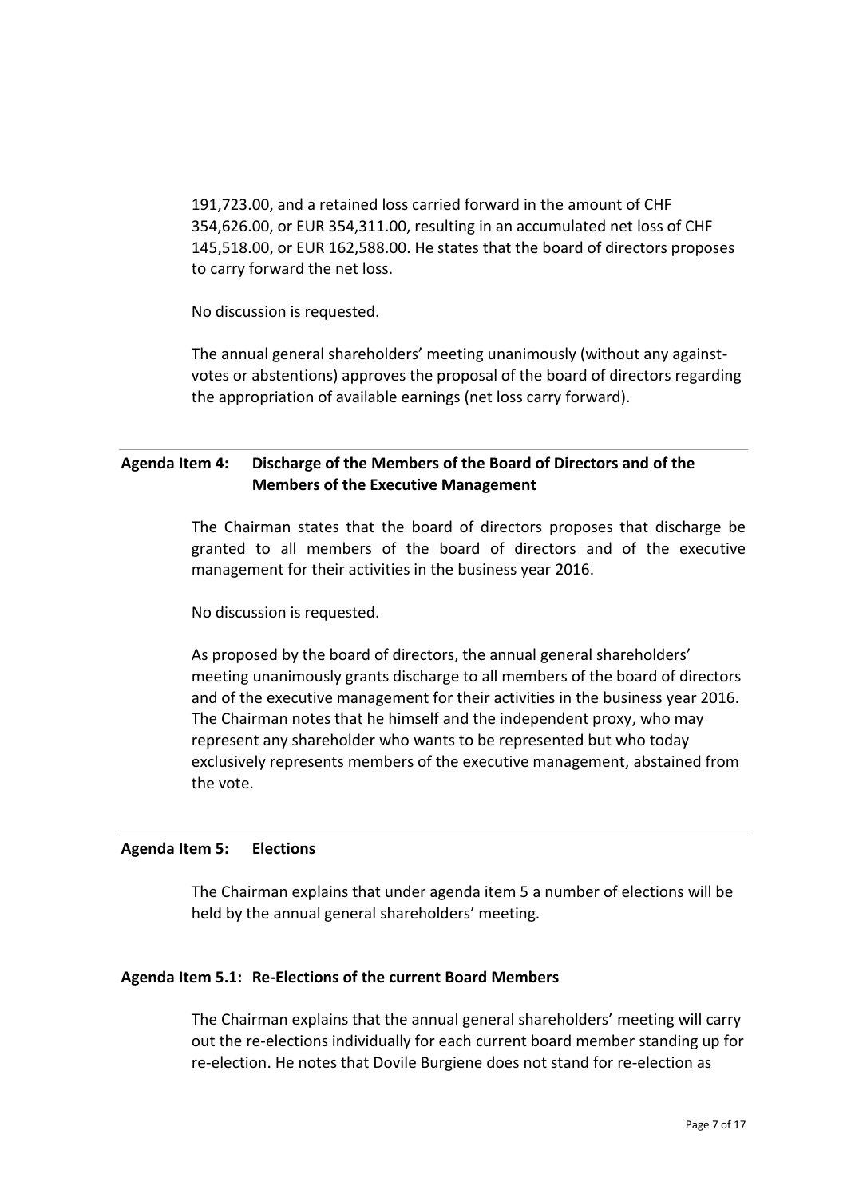191,723.00, and a retained loss carried forward in the amount of CHF 354,626.00, or EUR 354,311.00, resulting in an accumulated net loss of CHF 145,518.00, or EUR 162,588.00. He states that the board of directors proposes to carry forward the net loss.

No discussion is requested.

The annual general shareholders' meeting unanimously (without any against-votes or abstentions) approves the proposal of the board of directors regarding the appropriation of available earnings (net loss carry forward).

---

**Agenda Item 4: Discharge of the Members of the Board of Directors and of the Members of the Executive Management**

The Chairman states that the board of directors proposes that discharge be granted to all members of the board of directors and of the executive management for their activities in the business year 2016.

No discussion is requested.

As proposed by the board of directors, the annual general shareholders' meeting unanimously grants discharge to all members of the board of directors and of the executive management for their activities in the business year 2016. The Chairman notes that he himself and the independent proxy, who may represent any shareholder who wants to be represented but who today exclusively represents members of the executive management, abstained from the vote.

---

**Agenda Item 5: Elections**

The Chairman explains that under agenda item 5 a number of elections will be held by the annual general shareholders' meeting.

**Agenda Item 5.1: Re-Elections of the current Board Members**

The Chairman explains that the annual general shareholders' meeting will carry out the re-elections individually for each current board member standing up for re-election. He notes that Dovile Burgiene does not stand for re-election as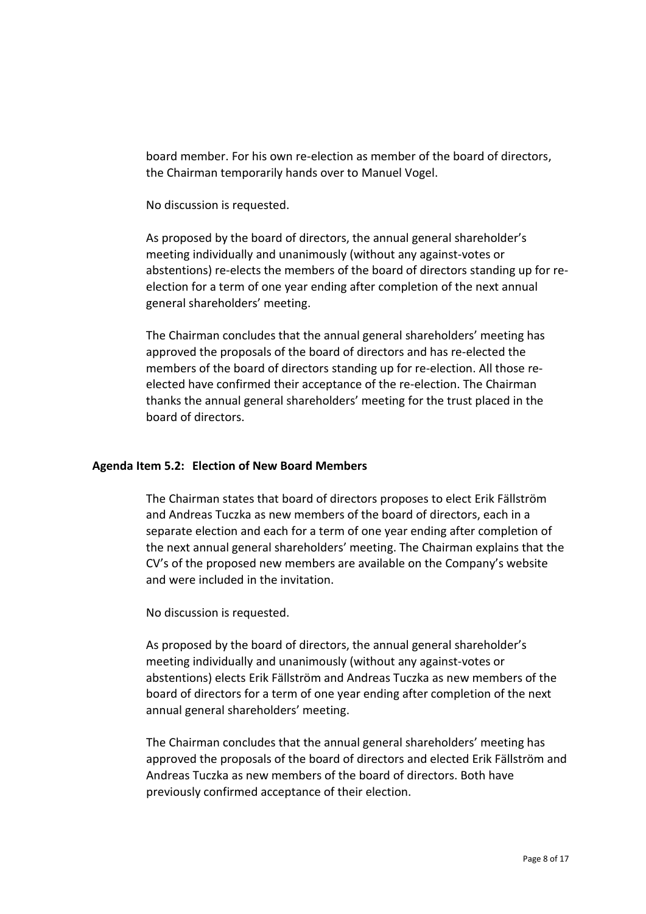board member. For his own re-election as member of the board of directors, the Chairman temporarily hands over to Manuel Vogel.

No discussion is requested.

As proposed by the board of directors, the annual general shareholder's meeting individually and unanimously (without any against-votes or abstentions) re-elects the members of the board of directors standing up for re-election for a term of one year ending after completion of the next annual general shareholders' meeting.

The Chairman concludes that the annual general shareholders' meeting has approved the proposals of the board of directors and has re-elected the members of the board of directors standing up for re-election. All those re-elected have confirmed their acceptance of the re-election. The Chairman thanks the annual general shareholders' meeting for the trust placed in the board of directors.

**Agenda Item 5.2: Election of New Board Members**

The Chairman states that board of directors proposes to elect Erik Fällström and Andreas Tuczka as new members of the board of directors, each in a separate election and each for a term of one year ending after completion of the next annual general shareholders' meeting. The Chairman explains that the CV's of the proposed new members are available on the Company's website and were included in the invitation.

No discussion is requested.

As proposed by the board of directors, the annual general shareholder's meeting individually and unanimously (without any against-votes or abstentions) elects Erik Fällström and Andreas Tuczka as new members of the board of directors for a term of one year ending after completion of the next annual general shareholders' meeting.

The Chairman concludes that the annual general shareholders' meeting has approved the proposals of the board of directors and elected Erik Fällström and Andreas Tuczka as new members of the board of directors. Both have previously confirmed acceptance of their election.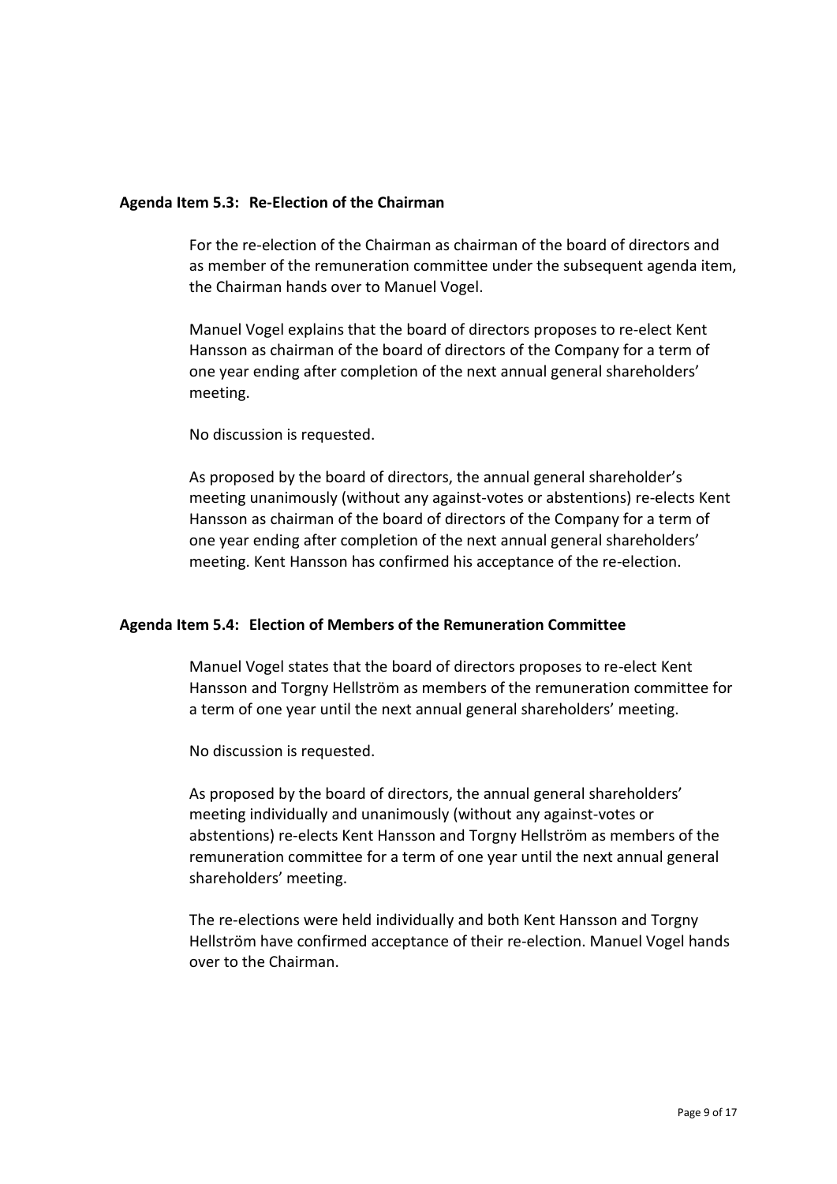**Agenda Item 5.3: Re-Election of the Chairman**

For the re-election of the Chairman as chairman of the board of directors and as member of the remuneration committee under the subsequent agenda item, the Chairman hands over to Manuel Vogel.

Manuel Vogel explains that the board of directors proposes to re-elect Kent Hansson as chairman of the board of directors of the Company for a term of one year ending after completion of the next annual general shareholders' meeting.

No discussion is requested.

As proposed by the board of directors, the annual general shareholder's meeting unanimously (without any against-votes or abstentions) re-elects Kent Hansson as chairman of the board of directors of the Company for a term of one year ending after completion of the next annual general shareholders' meeting. Kent Hansson has confirmed his acceptance of the re-election.

**Agenda Item 5.4: Election of Members of the Remuneration Committee**

Manuel Vogel states that the board of directors proposes to re-elect Kent Hansson and Torgny Hellström as members of the remuneration committee for a term of one year until the next annual general shareholders' meeting.

No discussion is requested.

As proposed by the board of directors, the annual general shareholders' meeting individually and unanimously (without any against-votes or abstentions) re-elects Kent Hansson and Torgny Hellström as members of the remuneration committee for a term of one year until the next annual general shareholders' meeting.

The re-elections were held individually and both Kent Hansson and Torgny Hellström have confirmed acceptance of their re-election. Manuel Vogel hands over to the Chairman.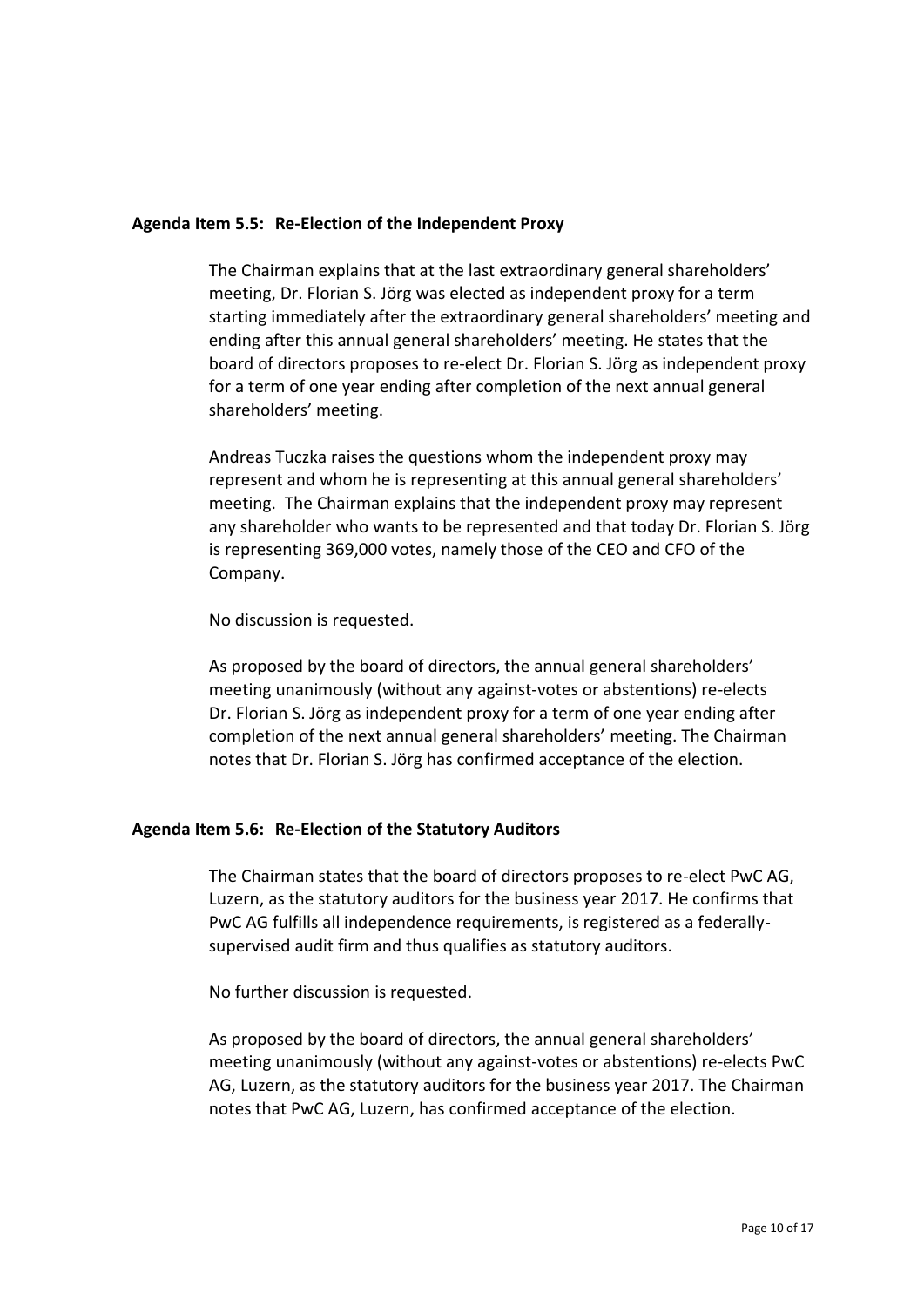**Agenda Item 5.5: Re-Election of the Independent Proxy**

The Chairman explains that at the last extraordinary general shareholders' meeting, Dr. Florian S. Jörg was elected as independent proxy for a term starting immediately after the extraordinary general shareholders' meeting and ending after this annual general shareholders' meeting. He states that the board of directors proposes to re-elect Dr. Florian S. Jörg as independent proxy for a term of one year ending after completion of the next annual general shareholders' meeting.

Andreas Tuczka raises the questions whom the independent proxy may represent and whom he is representing at this annual general shareholders' meeting. The Chairman explains that the independent proxy may represent any shareholder who wants to be represented and that today Dr. Florian S. Jörg is representing 369,000 votes, namely those of the CEO and CFO of the Company.

No discussion is requested.

As proposed by the board of directors, the annual general shareholders' meeting unanimously (without any against-votes or abstentions) re-elects Dr. Florian S. Jörg as independent proxy for a term of one year ending after completion of the next annual general shareholders' meeting. The Chairman notes that Dr. Florian S. Jörg has confirmed acceptance of the election.

**Agenda Item 5.6: Re-Election of the Statutory Auditors**

The Chairman states that the board of directors proposes to re-elect PwC AG, Luzern, as the statutory auditors for the business year 2017. He confirms that PwC AG fulfills all independence requirements, is registered as a federally-supervised audit firm and thus qualifies as statutory auditors.

No further discussion is requested.

As proposed by the board of directors, the annual general shareholders' meeting unanimously (without any against-votes or abstentions) re-elects PwC AG, Luzern, as the statutory auditors for the business year 2017. The Chairman notes that PwC AG, Luzern, has confirmed acceptance of the election.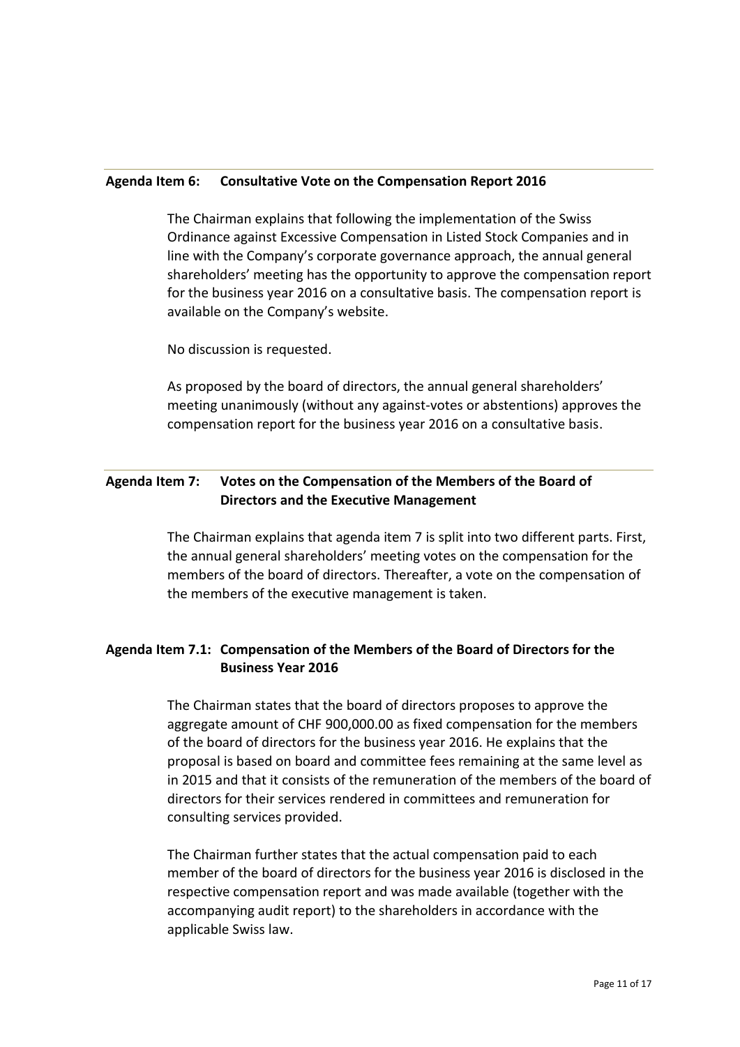## Agenda Item 6: Consultative Vote on the Compensation Report 2016

The Chairman explains that following the implementation of the Swiss Ordinance against Excessive Compensation in Listed Stock Companies and in line with the Company's corporate governance approach, the annual general shareholders' meeting has the opportunity to approve the compensation report for the business year 2016 on a consultative basis. The compensation report is available on the Company's website.

No discussion is requested.

As proposed by the board of directors, the annual general shareholders' meeting unanimously (without any against-votes or abstentions) approves the compensation report for the business year 2016 on a consultative basis.

## Agenda Item 7: Votes on the Compensation of the Members of the Board of Directors and the Executive Management

The Chairman explains that agenda item 7 is split into two different parts. First, the annual general shareholders' meeting votes on the compensation for the members of the board of directors. Thereafter, a vote on the compensation of the members of the executive management is taken.

## Agenda Item 7.1: Compensation of the Members of the Board of Directors for the Business Year 2016

The Chairman states that the board of directors proposes to approve the aggregate amount of CHF 900,000.00 as fixed compensation for the members of the board of directors for the business year 2016. He explains that the proposal is based on board and committee fees remaining at the same level as in 2015 and that it consists of the remuneration of the members of the board of directors for their services rendered in committees and remuneration for consulting services provided.

The Chairman further states that the actual compensation paid to each member of the board of directors for the business year 2016 is disclosed in the respective compensation report and was made available (together with the accompanying audit report) to the shareholders in accordance with the applicable Swiss law.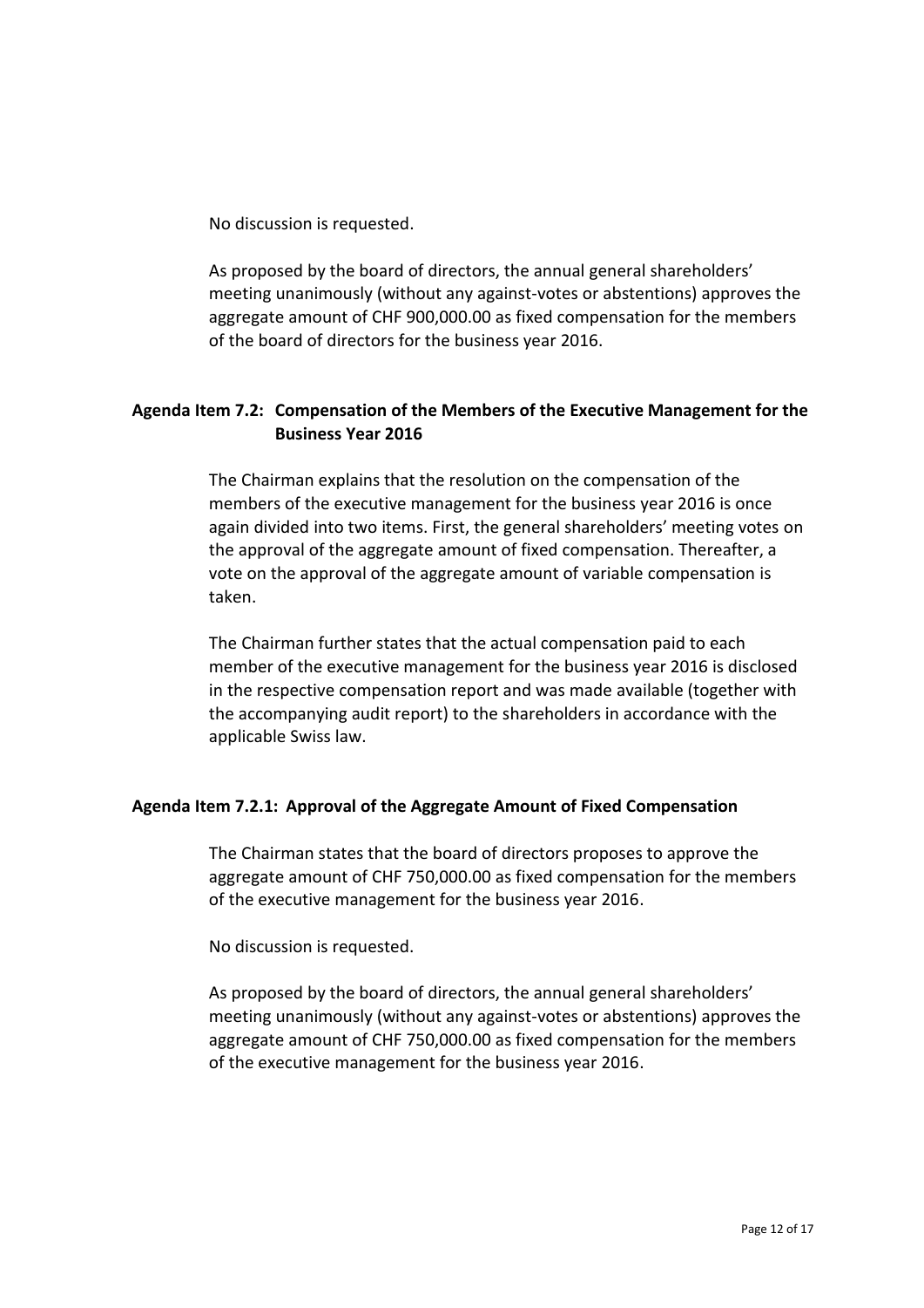No discussion is requested.

As proposed by the board of directors, the annual general shareholders' meeting unanimously (without any against-votes or abstentions) approves the aggregate amount of CHF 900,000.00 as fixed compensation for the members of the board of directors for the business year 2016.

### Agenda Item 7.2: Compensation of the Members of the Executive Management for the Business Year 2016

The Chairman explains that the resolution on the compensation of the members of the executive management for the business year 2016 is once again divided into two items. First, the general shareholders' meeting votes on the approval of the aggregate amount of fixed compensation. Thereafter, a vote on the approval of the aggregate amount of variable compensation is taken.

The Chairman further states that the actual compensation paid to each member of the executive management for the business year 2016 is disclosed in the respective compensation report and was made available (together with the accompanying audit report) to the shareholders in accordance with the applicable Swiss law.

#### Agenda Item 7.2.1: Approval of the Aggregate Amount of Fixed Compensation

The Chairman states that the board of directors proposes to approve the aggregate amount of CHF 750,000.00 as fixed compensation for the members of the executive management for the business year 2016.

No discussion is requested.

As proposed by the board of directors, the annual general shareholders' meeting unanimously (without any against-votes or abstentions) approves the aggregate amount of CHF 750,000.00 as fixed compensation for the members of the executive management for the business year 2016.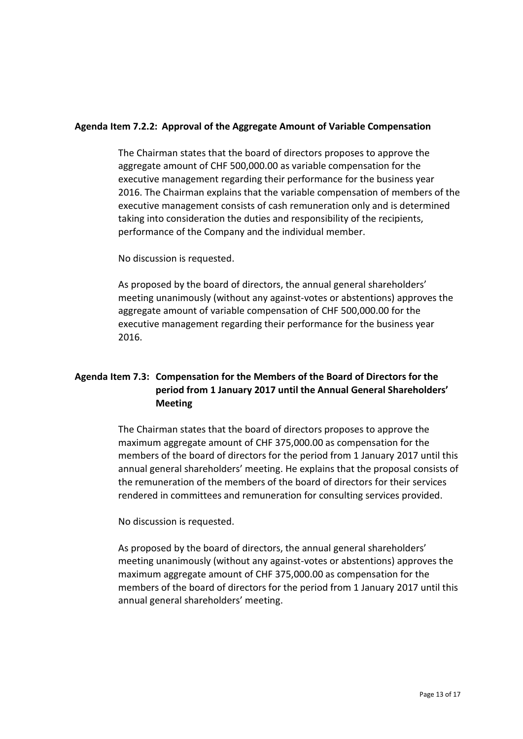**Agenda Item 7.2.2: Approval of the Aggregate Amount of Variable Compensation**

The Chairman states that the board of directors proposes to approve the aggregate amount of CHF 500,000.00 as variable compensation for the executive management regarding their performance for the business year 2016. The Chairman explains that the variable compensation of members of the executive management consists of cash remuneration only and is determined taking into consideration the duties and responsibility of the recipients, performance of the Company and the individual member.

No discussion is requested.

As proposed by the board of directors, the annual general shareholders' meeting unanimously (without any against-votes or abstentions) approves the aggregate amount of variable compensation of CHF 500,000.00 for the executive management regarding their performance for the business year 2016.

**Agenda Item 7.3: Compensation for the Members of the Board of Directors for the period from 1 January 2017 until the Annual General Shareholders' Meeting**

The Chairman states that the board of directors proposes to approve the maximum aggregate amount of CHF 375,000.00 as compensation for the members of the board of directors for the period from 1 January 2017 until this annual general shareholders' meeting. He explains that the proposal consists of the remuneration of the members of the board of directors for their services rendered in committees and remuneration for consulting services provided.

No discussion is requested.

As proposed by the board of directors, the annual general shareholders' meeting unanimously (without any against-votes or abstentions) approves the maximum aggregate amount of CHF 375,000.00 as compensation for the members of the board of directors for the period from 1 January 2017 until this annual general shareholders' meeting.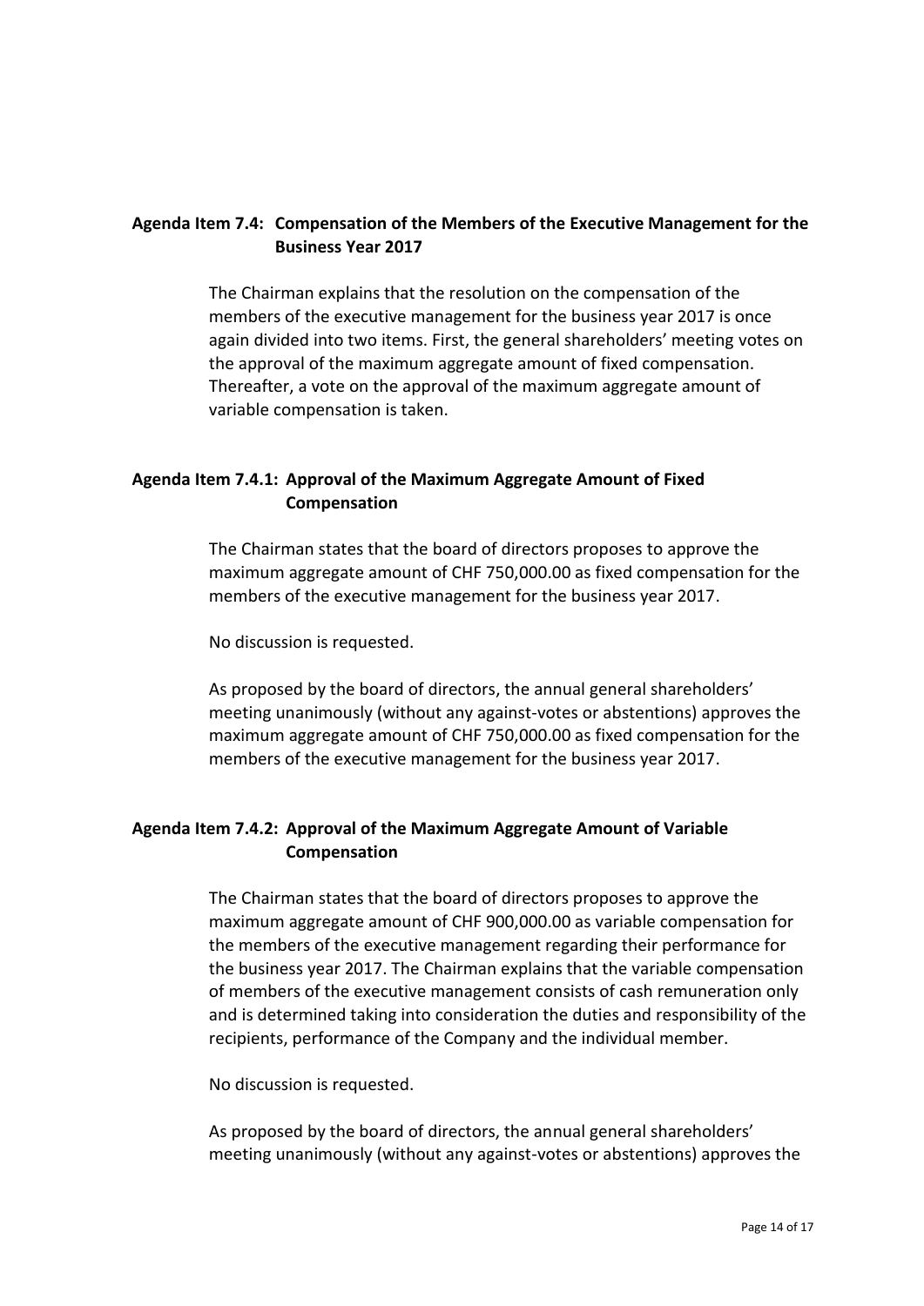**Agenda Item 7.4: Compensation of the Members of the Executive Management for the Business Year 2017**

The Chairman explains that the resolution on the compensation of the members of the executive management for the business year 2017 is once again divided into two items. First, the general shareholders' meeting votes on the approval of the maximum aggregate amount of fixed compensation. Thereafter, a vote on the approval of the maximum aggregate amount of variable compensation is taken.

**Agenda Item 7.4.1: Approval of the Maximum Aggregate Amount of Fixed Compensation**

The Chairman states that the board of directors proposes to approve the maximum aggregate amount of CHF 750,000.00 as fixed compensation for the members of the executive management for the business year 2017.

No discussion is requested.

As proposed by the board of directors, the annual general shareholders' meeting unanimously (without any against-votes or abstentions) approves the maximum aggregate amount of CHF 750,000.00 as fixed compensation for the members of the executive management for the business year 2017.

**Agenda Item 7.4.2: Approval of the Maximum Aggregate Amount of Variable Compensation**

The Chairman states that the board of directors proposes to approve the maximum aggregate amount of CHF 900,000.00 as variable compensation for the members of the executive management regarding their performance for the business year 2017. The Chairman explains that the variable compensation of members of the executive management consists of cash remuneration only and is determined taking into consideration the duties and responsibility of the recipients, performance of the Company and the individual member.

No discussion is requested.

As proposed by the board of directors, the annual general shareholders' meeting unanimously (without any against-votes or abstentions) approves the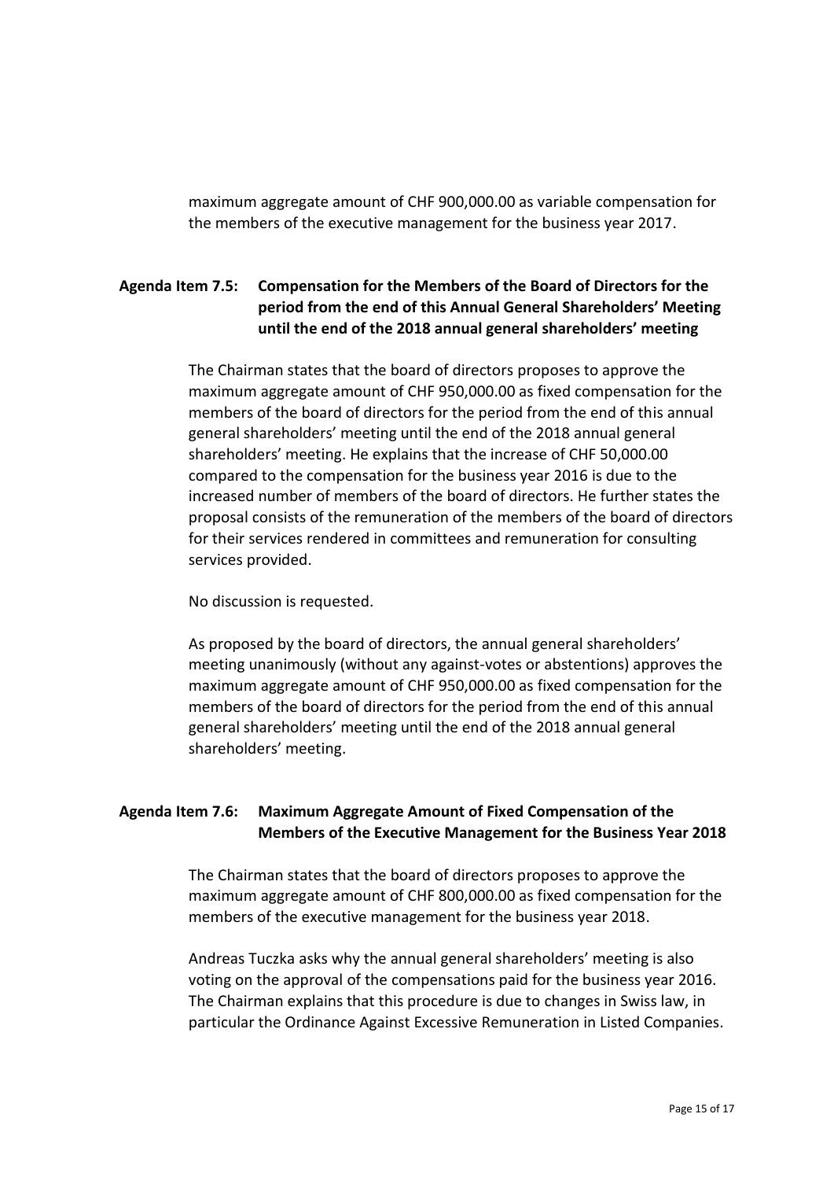maximum aggregate amount of CHF 900,000.00 as variable compensation for the members of the executive management for the business year 2017.

### Agenda Item 7.5: Compensation for the Members of the Board of Directors for the period from the end of this Annual General Shareholders' Meeting until the end of the 2018 annual general shareholders' meeting

The Chairman states that the board of directors proposes to approve the maximum aggregate amount of CHF 950,000.00 as fixed compensation for the members of the board of directors for the period from the end of this annual general shareholders' meeting until the end of the 2018 annual general shareholders' meeting. He explains that the increase of CHF 50,000.00 compared to the compensation for the business year 2016 is due to the increased number of members of the board of directors. He further states the proposal consists of the remuneration of the members of the board of directors for their services rendered in committees and remuneration for consulting services provided.

No discussion is requested.

As proposed by the board of directors, the annual general shareholders' meeting unanimously (without any against-votes or abstentions) approves the maximum aggregate amount of CHF 950,000.00 as fixed compensation for the members of the board of directors for the period from the end of this annual general shareholders' meeting until the end of the 2018 annual general shareholders' meeting.

### Agenda Item 7.6: Maximum Aggregate Amount of Fixed Compensation of the Members of the Executive Management for the Business Year 2018

The Chairman states that the board of directors proposes to approve the maximum aggregate amount of CHF 800,000.00 as fixed compensation for the members of the executive management for the business year 2018.

Andreas Tuczka asks why the annual general shareholders' meeting is also voting on the approval of the compensations paid for the business year 2016. The Chairman explains that this procedure is due to changes in Swiss law, in particular the Ordinance Against Excessive Remuneration in Listed Companies.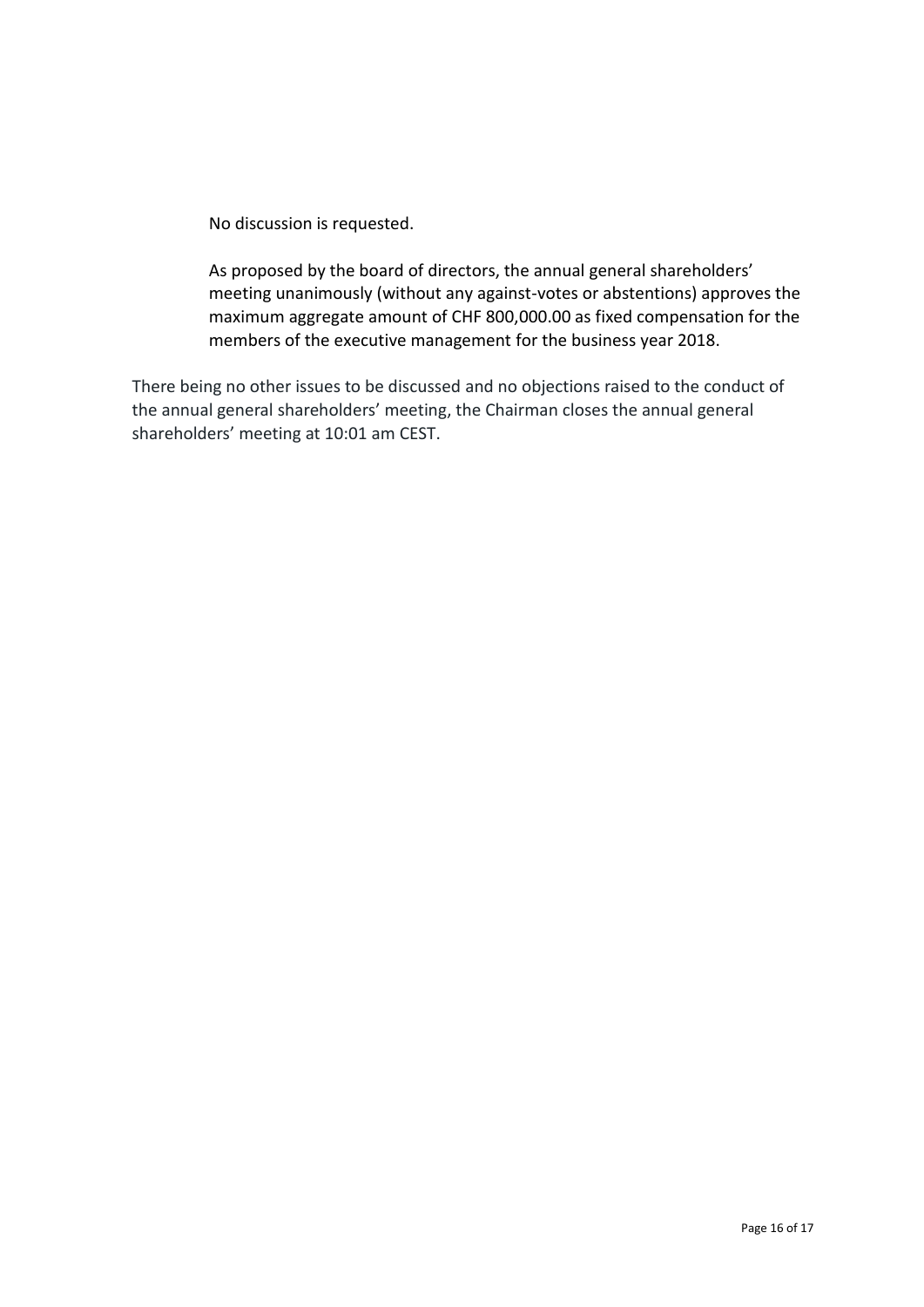No discussion is requested.

As proposed by the board of directors, the annual general shareholders' meeting unanimously (without any against-votes or abstentions) approves the maximum aggregate amount of CHF 800,000.00 as fixed compensation for the members of the executive management for the business year 2018.

There being no other issues to be discussed and no objections raised to the conduct of the annual general shareholders' meeting, the Chairman closes the annual general shareholders' meeting at 10:01 am CEST.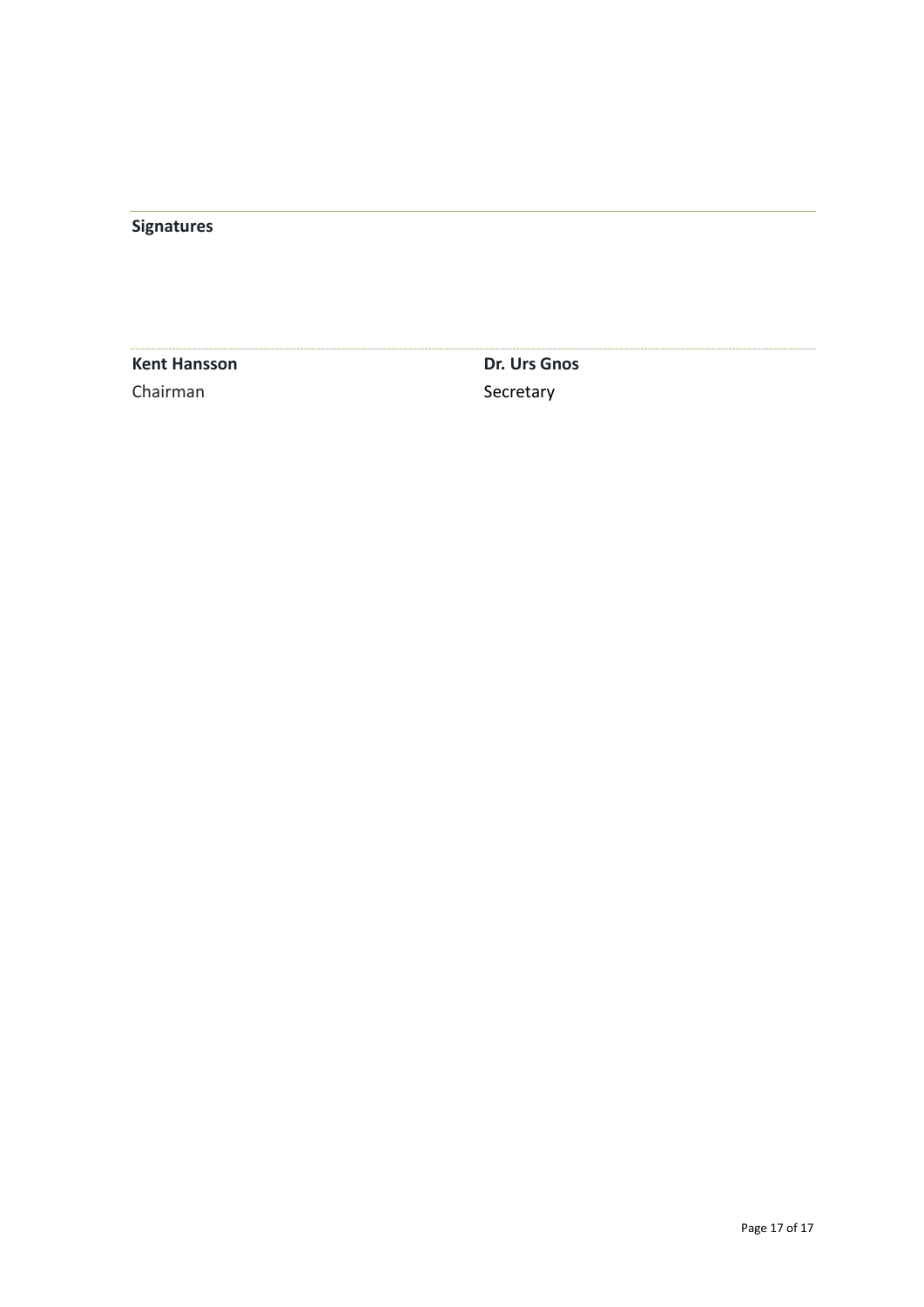## Signatures

**Kent Hansson**
Chairman

**Dr. Urs Gnos**
Secretary